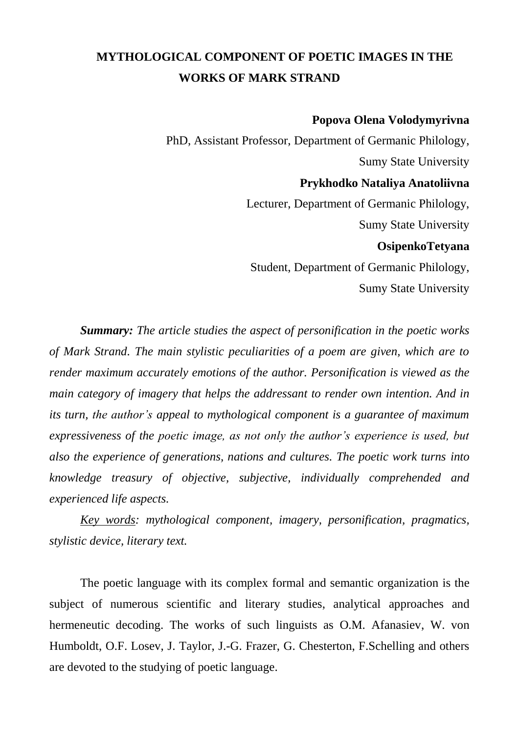# MYTHOLOGICAL COMPONENT OF POETIC IMAGES IN THE WORKS OF MARK STRAND

**Popova Olena Volodymyrivna**

PhD, Assistant Professor, Department of Germanic Philology,

Sumy State University

**Prykhodko Nataliya Anatoliivna**

Lecturer, Department of Germanic Philology,

Sumy State University

**OsipenkoTetyana**

Student, Department of Germanic Philology,

Sumy State University

***Summary:*** *The article studies the aspect of personification in the poetic works of Mark Strand. The main stylistic peculiarities of a poem are given, which are to render maximum accurately emotions of the author. Personification is viewed as the main category of imagery that helps the addressant to render own intention. And in its turn, the author's appeal to mythological component is a guarantee of maximum expressiveness of the poetic image, as not only the author's experience is used, but also the experience of generations, nations and cultures. The poetic work turns into knowledge treasury of objective, subjective, individually comprehended and experienced life aspects.*

*Key words: mythological component, imagery, personification, pragmatics, stylistic device, literary text.*

The poetic language with its complex formal and semantic organization is the subject of numerous scientific and literary studies, analytical approaches and hermeneutic decoding. The works of such linguists as O.M. Afanasiev, W. von Humboldt, O.F. Losev, J. Taylor, J.-G. Frazer, G. Chesterton, F.Schelling and others are devoted to the studying of poetic language.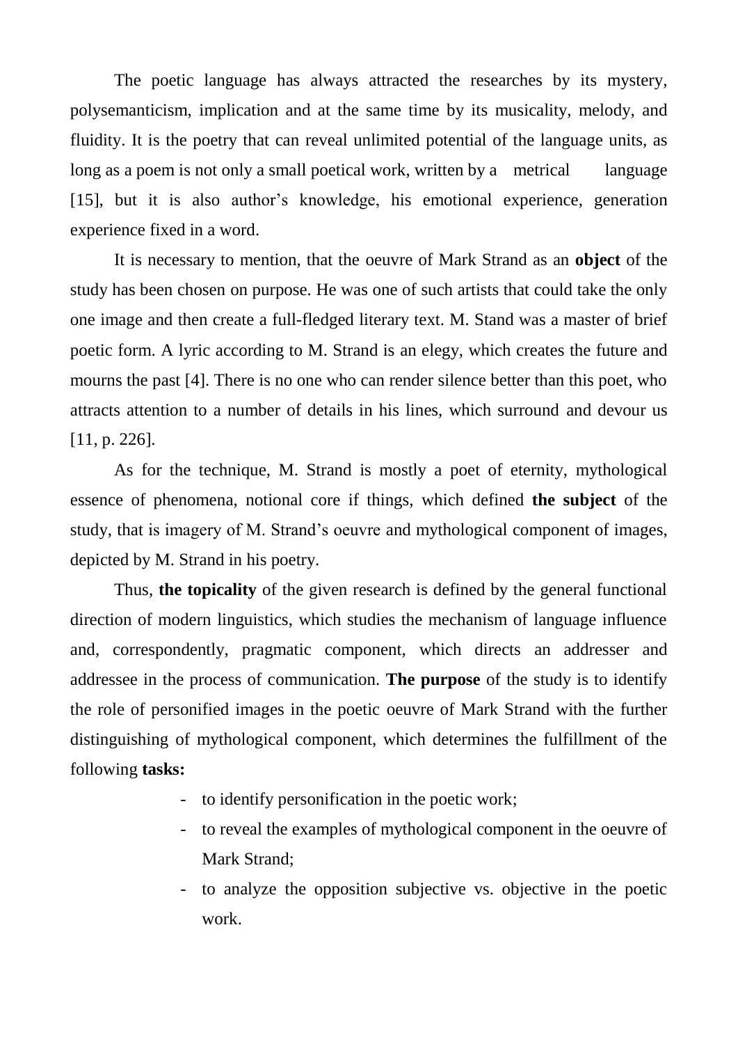The poetic language has always attracted the researches by its mystery, polysemanticism, implication and at the same time by its musicality, melody, and fluidity. It is the poetry that can reveal unlimited potential of the language units, as long as a poem is not only a small poetical work, written by a metrical language [15], but it is also author's knowledge, his emotional experience, generation experience fixed in a word.

It is necessary to mention, that the oeuvre of Mark Strand as an **object** of the study has been chosen on purpose. He was one of such artists that could take the only one image and then create a full-fledged literary text. M. Stand was a master of brief poetic form. A lyric according to M. Strand is an elegy, which creates the future and mourns the past [4]. There is no one who can render silence better than this poet, who attracts attention to a number of details in his lines, which surround and devour us [11, p. 226].

As for the technique, M. Strand is mostly a poet of eternity, mythological essence of phenomena, notional core if things, which defined **the subject** of the study, that is imagery of M. Strand's oeuvre and mythological component of images, depicted by M. Strand in his poetry.

Thus, **the topicality** of the given research is defined by the general functional direction of modern linguistics, which studies the mechanism of language influence and, correspondently, pragmatic component, which directs an addresser and addressee in the process of communication. **The purpose** of the study is to identify the role of personified images in the poetic oeuvre of Mark Strand with the further distinguishing of mythological component, which determines the fulfillment of the following **tasks:**

- to identify personification in the poetic work;
- to reveal the examples of mythological component in the oeuvre of Mark Strand;
- to analyze the opposition subjective vs. objective in the poetic work.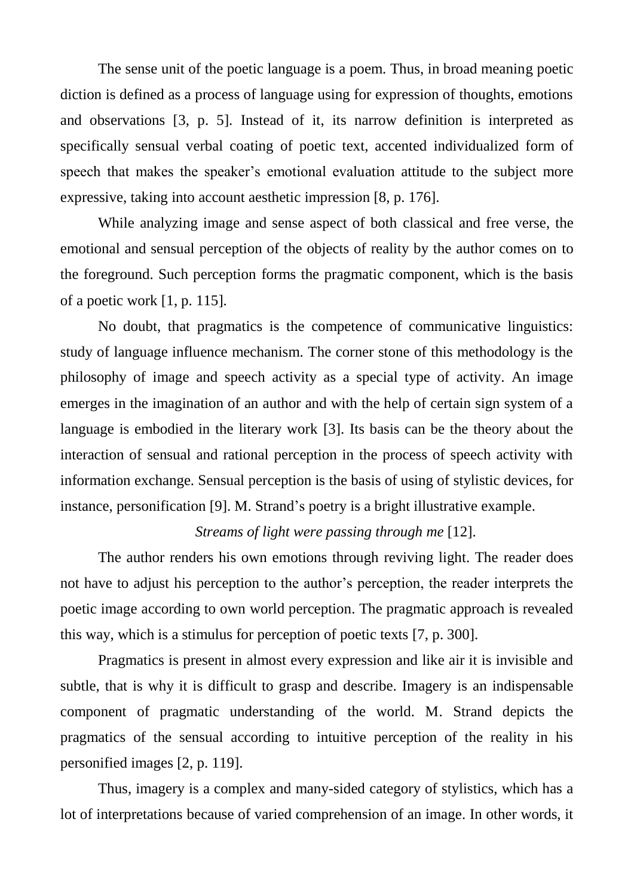The sense unit of the poetic language is a poem. Thus, in broad meaning poetic diction is defined as a process of language using for expression of thoughts, emotions and observations [3, p. 5]. Instead of it, its narrow definition is interpreted as specifically sensual verbal coating of poetic text, accented individualized form of speech that makes the speaker's emotional evaluation attitude to the subject more expressive, taking into account aesthetic impression [8, p. 176].

While analyzing image and sense aspect of both classical and free verse, the emotional and sensual perception of the objects of reality by the author comes on to the foreground. Such perception forms the pragmatic component, which is the basis of a poetic work [1, p. 115].

No doubt, that pragmatics is the competence of communicative linguistics: study of language influence mechanism. The corner stone of this methodology is the philosophy of image and speech activity as a special type of activity. An image emerges in the imagination of an author and with the help of certain sign system of a language is embodied in the literary work [3]. Its basis can be the theory about the interaction of sensual and rational perception in the process of speech activity with information exchange. Sensual perception is the basis of using of stylistic devices, for instance, personification [9]. M. Strand's poetry is a bright illustrative example.

*Streams of light were passing through me* [12].

The author renders his own emotions through reviving light. The reader does not have to adjust his perception to the author's perception, the reader interprets the poetic image according to own world perception. The pragmatic approach is revealed this way, which is a stimulus for perception of poetic texts [7, p. 300].

Pragmatics is present in almost every expression and like air it is invisible and subtle, that is why it is difficult to grasp and describe. Imagery is an indispensable component of pragmatic understanding of the world. M. Strand depicts the pragmatics of the sensual according to intuitive perception of the reality in his personified images [2, p. 119].

Thus, imagery is a complex and many-sided category of stylistics, which has a lot of interpretations because of varied comprehension of an image. In other words, it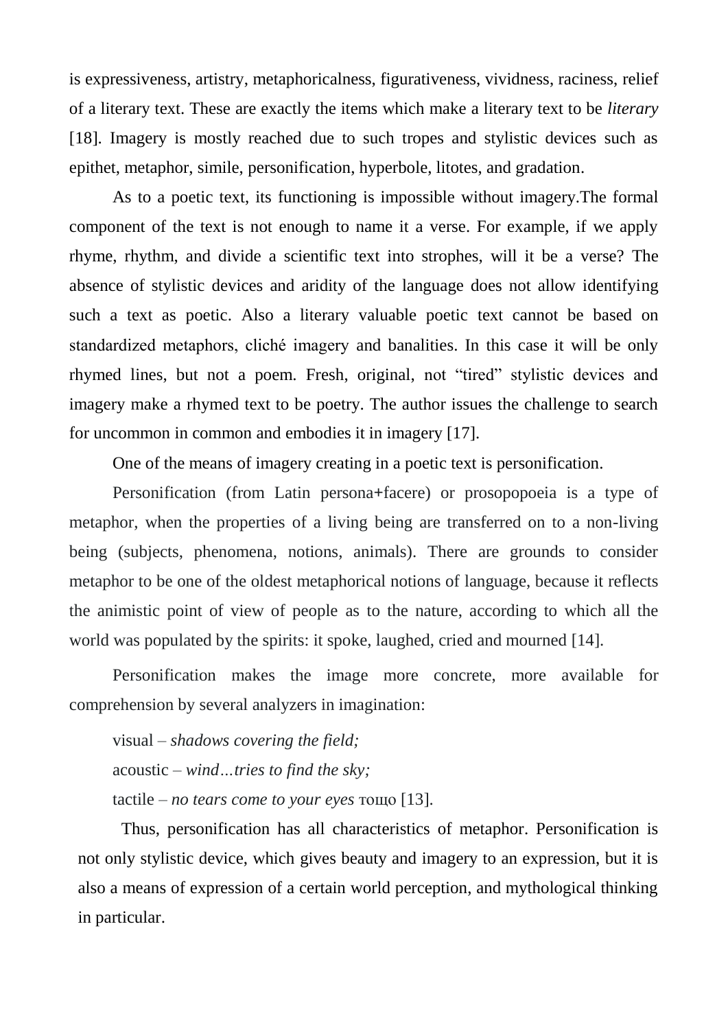is expressiveness, artistry, metaphoricalness, figurativeness, vividness, raciness, relief of a literary text. These are exactly the items which make a literary text to be *literary* [18]. Imagery is mostly reached due to such tropes and stylistic devices such as epithet, metaphor, simile, personification, hyperbole, litotes, and gradation.

As to a poetic text, its functioning is impossible without imagery.The formal component of the text is not enough to name it a verse. For example, if we apply rhyme, rhythm, and divide a scientific text into strophes, will it be a verse? The absence of stylistic devices and aridity of the language does not allow identifying such a text as poetic. Also a literary valuable poetic text cannot be based on standardized metaphors, cliché imagery and banalities. In this case it will be only rhymed lines, but not a poem. Fresh, original, not "tired" stylistic devices and imagery make a rhymed text to be poetry. The author issues the challenge to search for uncommon in common and embodies it in imagery [17].

One of the means of imagery creating in a poetic text is personification.

Personification (from Latin persona+facere) or prosopopoeia is a type of metaphor, when the properties of a living being are transferred on to a non-living being (subjects, phenomena, notions, animals). There are grounds to consider metaphor to be one of the oldest metaphorical notions of language, because it reflects the animistic point of view of people as to the nature, according to which all the world was populated by the spirits: it spoke, laughed, cried and mourned [14].

Personification makes the image more concrete, more available for comprehension by several analyzers in imagination:

visual – *shadows covering the field;*

acoustic – *wind…tries to find the sky;*

tactile – *no tears come to your eyes* тощо [13].

Thus, personification has all characteristics of metaphor. Personification is not only stylistic device, which gives beauty and imagery to an expression, but it is also a means of expression of a certain world perception, and mythological thinking in particular.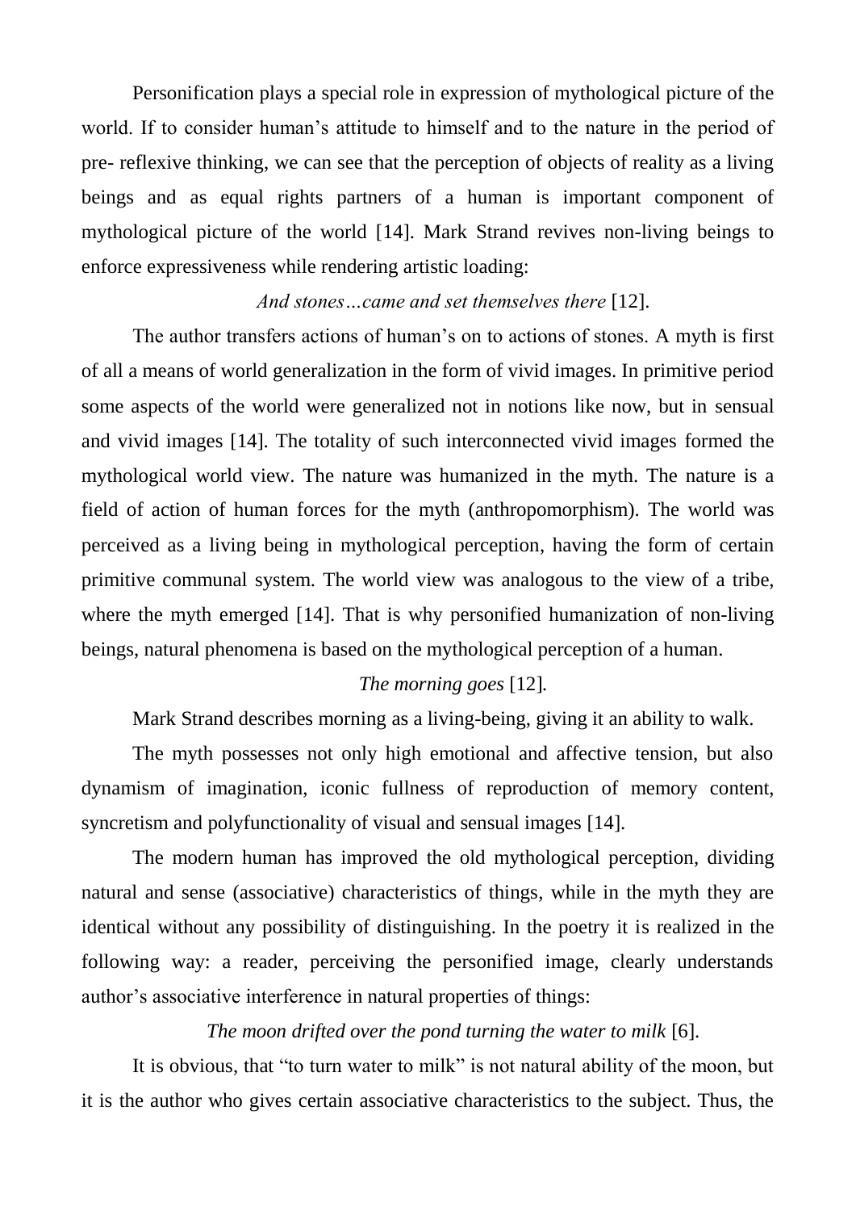Personification plays a special role in expression of mythological picture of the world. If to consider human's attitude to himself and to the nature in the period of pre- reflexive thinking, we can see that the perception of objects of reality as a living beings and as equal rights partners of a human is important component of mythological picture of the world [14]. Mark Strand revives non-living beings to enforce expressiveness while rendering artistic loading:

*And stones…came and set themselves there* [12].

The author transfers actions of human's on to actions of stones. A myth is first of all a means of world generalization in the form of vivid images. In primitive period some aspects of the world were generalized not in notions like now, but in sensual and vivid images [14]. The totality of such interconnected vivid images formed the mythological world view. The nature was humanized in the myth. The nature is a field of action of human forces for the myth (anthropomorphism). The world was perceived as a living being in mythological perception, having the form of certain primitive communal system. The world view was analogous to the view of a tribe, where the myth emerged [14]. That is why personified humanization of non-living beings, natural phenomena is based on the mythological perception of a human.

*The morning goes* [12].

Mark Strand describes morning as a living-being, giving it an ability to walk.

The myth possesses not only high emotional and affective tension, but also dynamism of imagination, iconic fullness of reproduction of memory content, syncretism and polyfunctionality of visual and sensual images [14].

The modern human has improved the old mythological perception, dividing natural and sense (associative) characteristics of things, while in the myth they are identical without any possibility of distinguishing. In the poetry it is realized in the following way: a reader, perceiving the personified image, clearly understands author's associative interference in natural properties of things:

*The moon drifted over the pond turning the water to milk* [6].

It is obvious, that "to turn water to milk" is not natural ability of the moon, but it is the author who gives certain associative characteristics to the subject. Thus, the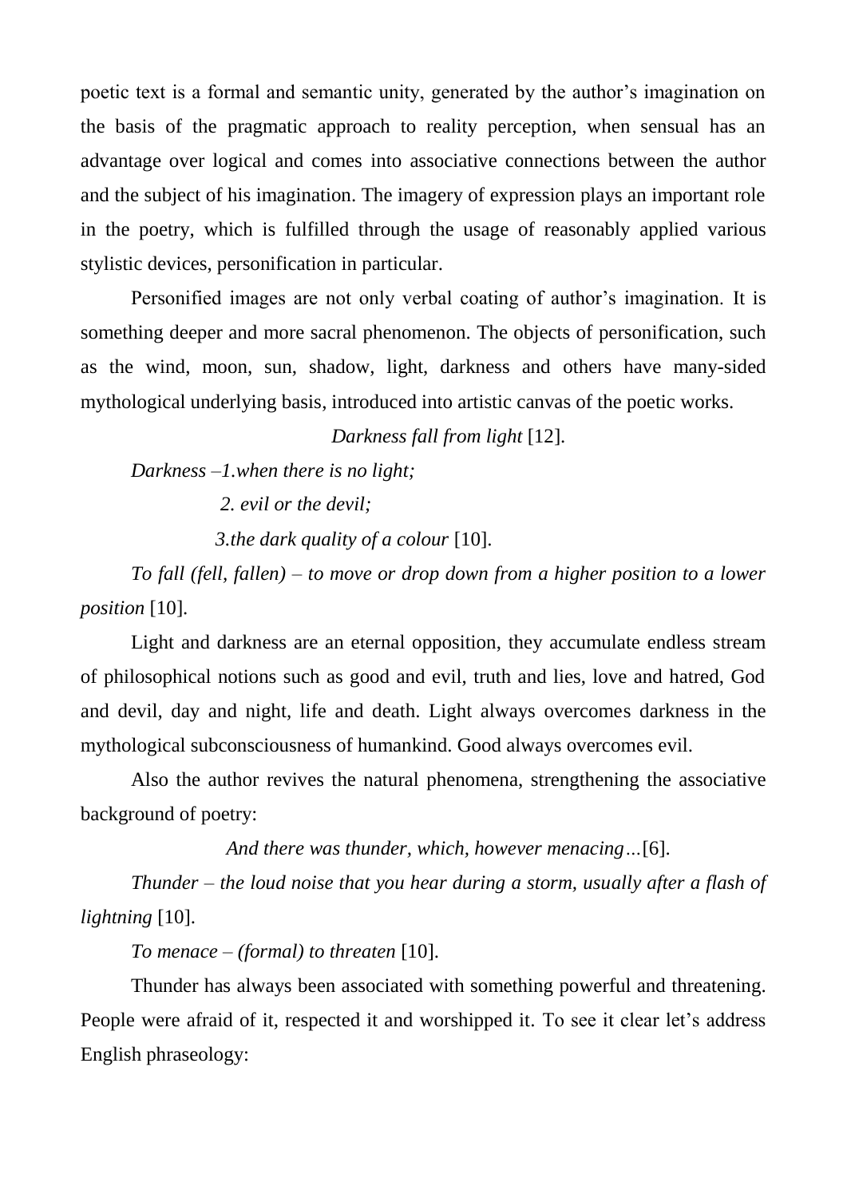poetic text is a formal and semantic unity, generated by the author's imagination on the basis of the pragmatic approach to reality perception, when sensual has an advantage over logical and comes into associative connections between the author and the subject of his imagination. The imagery of expression plays an important role in the poetry, which is fulfilled through the usage of reasonably applied various stylistic devices, personification in particular.

Personified images are not only verbal coating of author's imagination. It is something deeper and more sacral phenomenon. The objects of personification, such as the wind, moon, sun, shadow, light, darkness and others have many-sided mythological underlying basis, introduced into artistic canvas of the poetic works.

*Darkness fall from light* [12].

*Darkness –1.when there is no light;*

*2. evil or the devil;*

*3.the dark quality of a colour* [10].

*To fall (fell, fallen) – to move or drop down from a higher position to a lower position* [10].

Light and darkness are an eternal opposition, they accumulate endless stream of philosophical notions such as good and evil, truth and lies, love and hatred, God and devil, day and night, life and death. Light always overcomes darkness in the mythological subconsciousness of humankind. Good always overcomes evil.

Also the author revives the natural phenomena, strengthening the associative background of poetry:

*And there was thunder, which, however menacing…*[6].

*Thunder – the loud noise that you hear during a storm, usually after a flash of lightning* [10].

*To menace – (formal) to threaten* [10].

Thunder has always been associated with something powerful and threatening. People were afraid of it, respected it and worshipped it. To see it clear let's address English phraseology: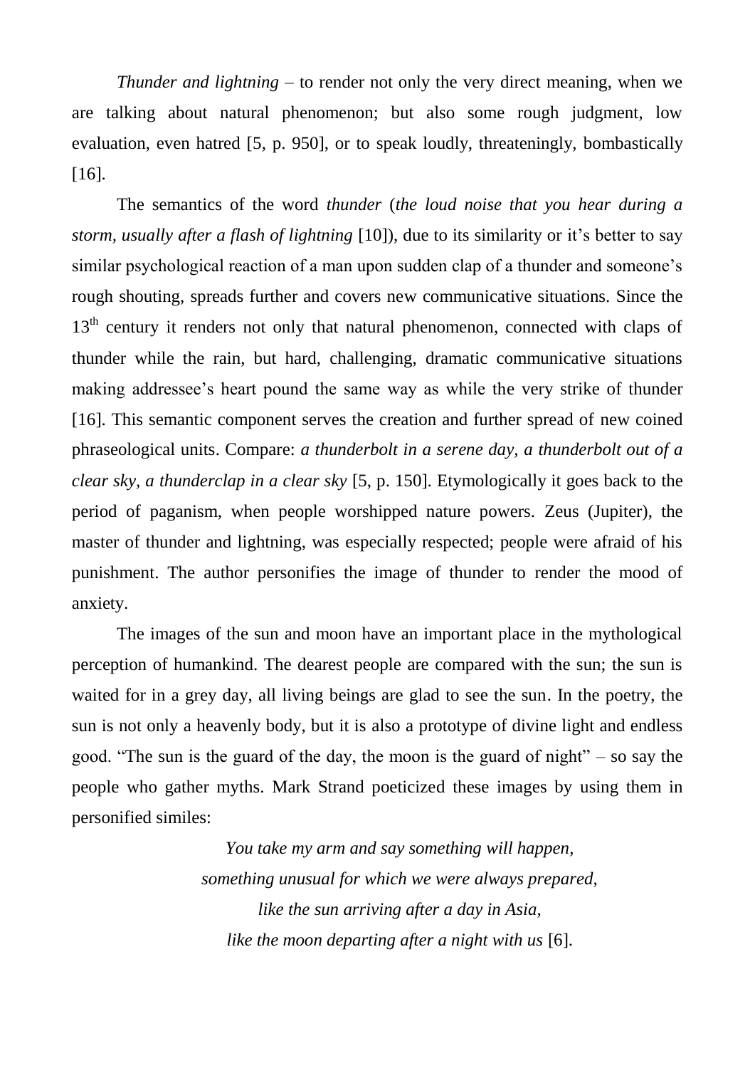*Thunder and lightning* – to render not only the very direct meaning, when we are talking about natural phenomenon; but also some rough judgment, low evaluation, even hatred [5, p. 950], or to speak loudly, threateningly, bombastically [16].

The semantics of the word *thunder* (*the loud noise that you hear during a storm, usually after a flash of lightning* [10]), due to its similarity or it's better to say similar psychological reaction of a man upon sudden clap of a thunder and someone's rough shouting, spreads further and covers new communicative situations. Since the 13th century it renders not only that natural phenomenon, connected with claps of thunder while the rain, but hard, challenging, dramatic communicative situations making addressee's heart pound the same way as while the very strike of thunder [16]. This semantic component serves the creation and further spread of new coined phraseological units. Compare: *a thunderbolt in a serene day, a thunderbolt out of a clear sky, a thunderclap in a clear sky* [5, p. 150]. Etymologically it goes back to the period of paganism, when people worshipped nature powers. Zeus (Jupiter), the master of thunder and lightning, was especially respected; people were afraid of his punishment. The author personifies the image of thunder to render the mood of anxiety.

The images of the sun and moon have an important place in the mythological perception of humankind. The dearest people are compared with the sun; the sun is waited for in a grey day, all living beings are glad to see the sun. In the poetry, the sun is not only a heavenly body, but it is also a prototype of divine light and endless good. "The sun is the guard of the day, the moon is the guard of night" – so say the people who gather myths. Mark Strand poeticized these images by using them in personified similes:

*You take my arm and say something will happen,*
*something unusual for which we were always prepared,*
*like the sun arriving after a day in Asia,*
*like the moon departing after a night with us* [6].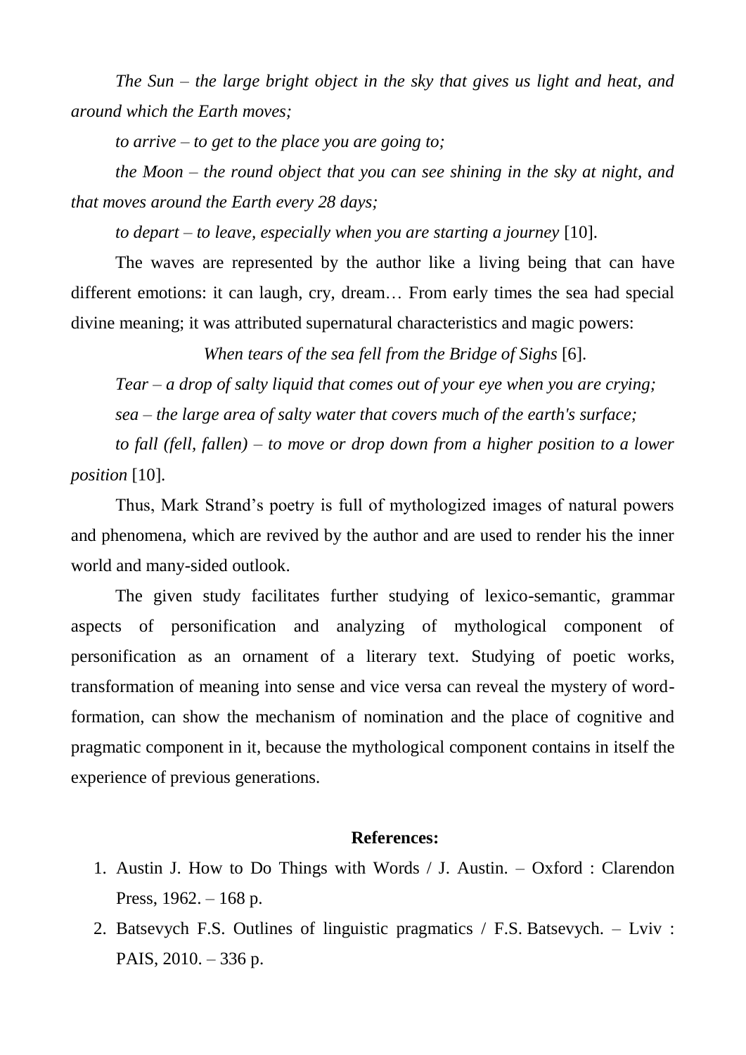*The Sun – the large bright object in the sky that gives us light and heat, and around which the Earth moves;*

*to arrive – to get to the place you are going to;*

*the Moon – the round object that you can see shining in the sky at night, and that moves around the Earth every 28 days;*

*to depart – to leave, especially when you are starting a journey* [10].

The waves are represented by the author like a living being that can have different emotions: it can laugh, cry, dream… From early times the sea had special divine meaning; it was attributed supernatural characteristics and magic powers:

*When tears of the sea fell from the Bridge of Sighs* [6].

*Tear – a drop of salty liquid that comes out of your eye when you are crying;*

*sea – the large area of salty water that covers much of the earth's surface;*

*to fall (fell, fallen) – to move or drop down from a higher position to a lower position* [10].

Thus, Mark Strand's poetry is full of mythologized images of natural powers and phenomena, which are revived by the author and are used to render his the inner world and many-sided outlook.

The given study facilitates further studying of lexico-semantic, grammar aspects of personification and analyzing of mythological component of personification as an ornament of a literary text. Studying of poetic works, transformation of meaning into sense and vice versa can reveal the mystery of word-formation, can show the mechanism of nomination and the place of cognitive and pragmatic component in it, because the mythological component contains in itself the experience of previous generations.

**References:**

1. Austin J. How to Do Things with Words / J. Austin. – Oxford : Clarendon Press, 1962. – 168 p.
2. Batsevych F.S. Outlines of linguistic pragmatics / F.S. Batsevych. – Lviv : PAIS, 2010. – 336 p.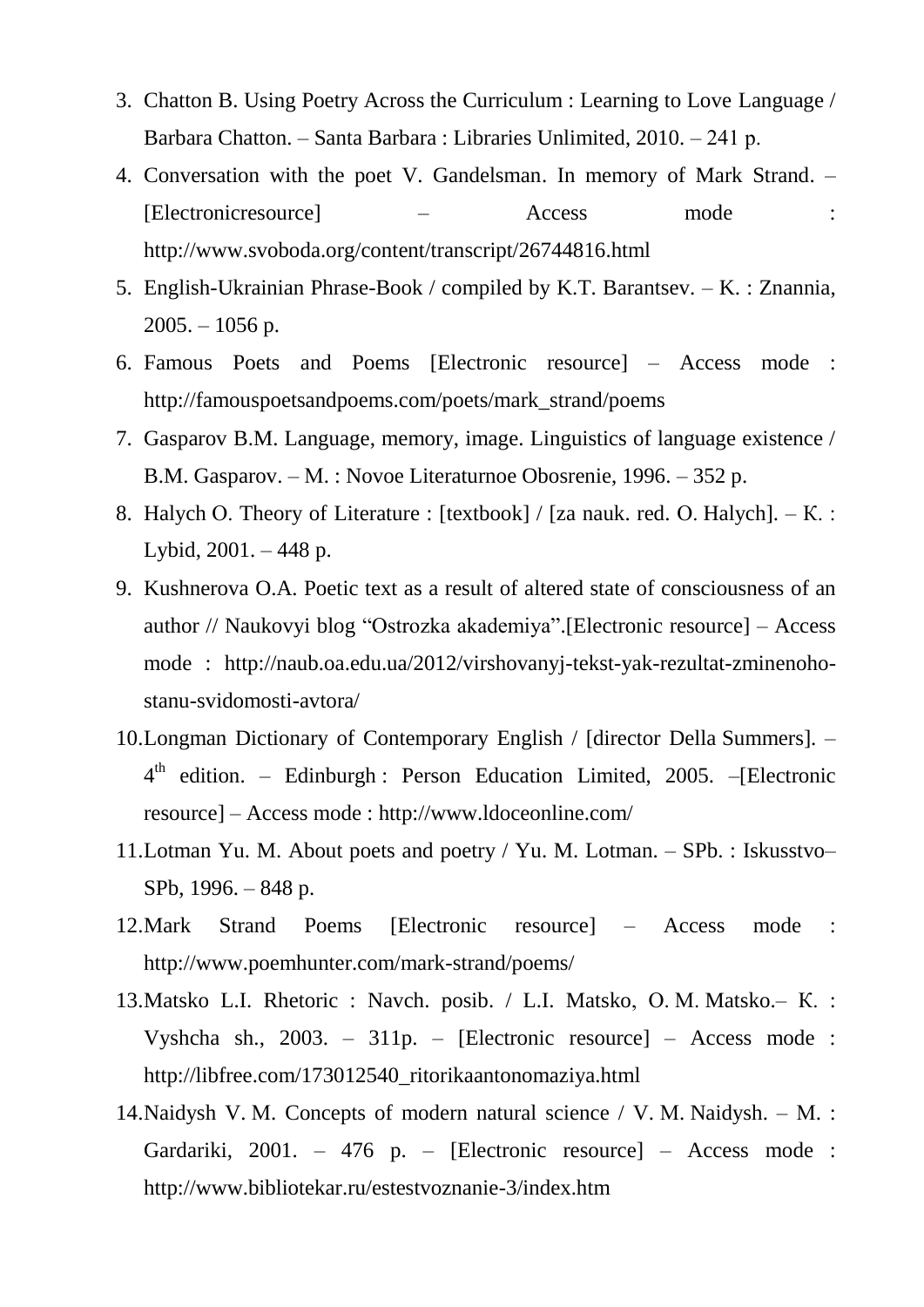3. Chatton B. Using Poetry Across the Curriculum : Learning to Love Language / Barbara Chatton. – Santa Barbara : Libraries Unlimited, 2010. – 241 p.
4. Conversation with the poet V. Gandelsman. In memory of Mark Strand. – [Electronicresource] – Access mode : http://www.svoboda.org/content/transcript/26744816.html
5. English-Ukrainian Phrase-Book / compiled by K.T. Barantsev. – K. : Znannia, 2005. – 1056 p.
6. Famous Poets and Poems [Electronic resource] – Access mode : http://famouspoetsandpoems.com/poets/mark_strand/poems
7. Gasparov B.M. Language, memory, image. Linguistics of language existence / B.M. Gasparov. – M. : Novoe Literaturnoe Obosrenie, 1996. – 352 p.
8. Halych O. Theory of Literature : [textbook] / [za nauk. red. O. Halych]. – К. : Lybid, 2001. – 448 p.
9. Kushnerova O.A. Poetic text as a result of altered state of consciousness of an author // Naukovyi blog "Ostrozka akademiya".[Electronic resource] – Access mode : http://naub.oa.edu.ua/2012/virshovanyj-tekst-yak-rezultat-zminenoho-stanu-svidomosti-avtora/
10. Longman Dictionary of Contemporary English / [director Della Summers]. – 4th edition. – Edinburgh : Person Education Limited, 2005. –[Electronic resource] – Access mode : http://www.ldoceonline.com/
11. Lotman Yu. M. About poets and poetry / Yu. M. Lotman. – SPb. : Iskusstvo–SPb, 1996. – 848 p.
12. Mark Strand Poems [Electronic resource] – Access mode : http://www.poemhunter.com/mark-strand/poems/
13. Matsko L.I. Rhetoric : Navch. posib. / L.I. Matsko, O. M. Matsko.– К. : Vyshcha sh., 2003. – 311p. – [Electronic resource] – Access mode : http://libfree.com/173012540_ritorikaantonomaziya.html
14. Naidysh V. M. Concepts of modern natural science / V. M. Naidysh. – M. : Gardariki, 2001. – 476 p. – [Electronic resource] – Access mode : http://www.bibliotekar.ru/estestvoznanie-3/index.htm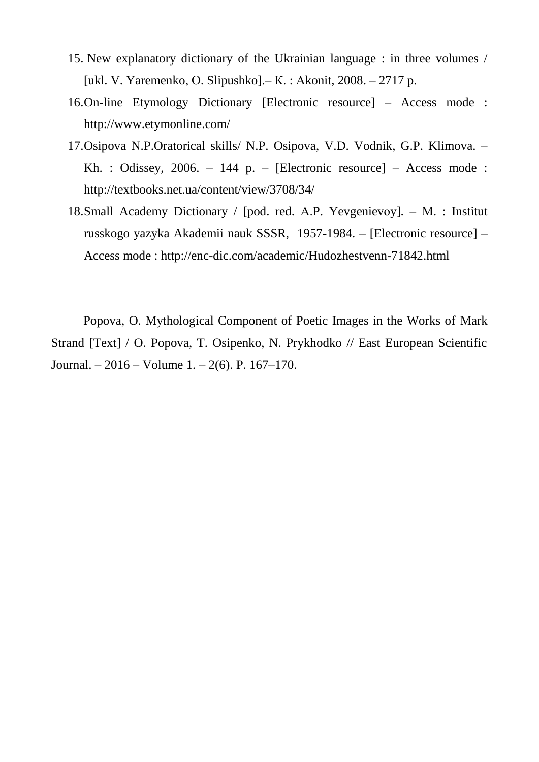15. New explanatory dictionary of the Ukrainian language : in three volumes / [ukl. V. Yaremenko, O. Slipushko].– К. : Akonit, 2008. – 2717 p.
16. On-line Etymology Dictionary [Electronic resource] – Access mode : http://www.etymonline.com/
17. Osipova N.P.Oratorical skills/ N.P. Osipova, V.D. Vodnik, G.P. Klimova. – Kh. : Odissey, 2006. – 144 p. – [Electronic resource] – Access mode : http://textbooks.net.ua/content/view/3708/34/
18. Small Academy Dictionary / [pod. red. A.P. Yevgenievoy]. – M. : Institut russkogo yazyka Akademii nauk SSSR, 1957-1984. – [Electronic resource] – Access mode : http://enc-dic.com/academic/Hudozhestvenn-71842.html

Popova, O. Mythological Component of Poetic Images in the Works of Mark Strand [Text] / O. Popova, T. Osipenko, N. Prykhodko // East European Scientific Journal. – 2016 – Volume 1. – 2(6). P. 167–170.